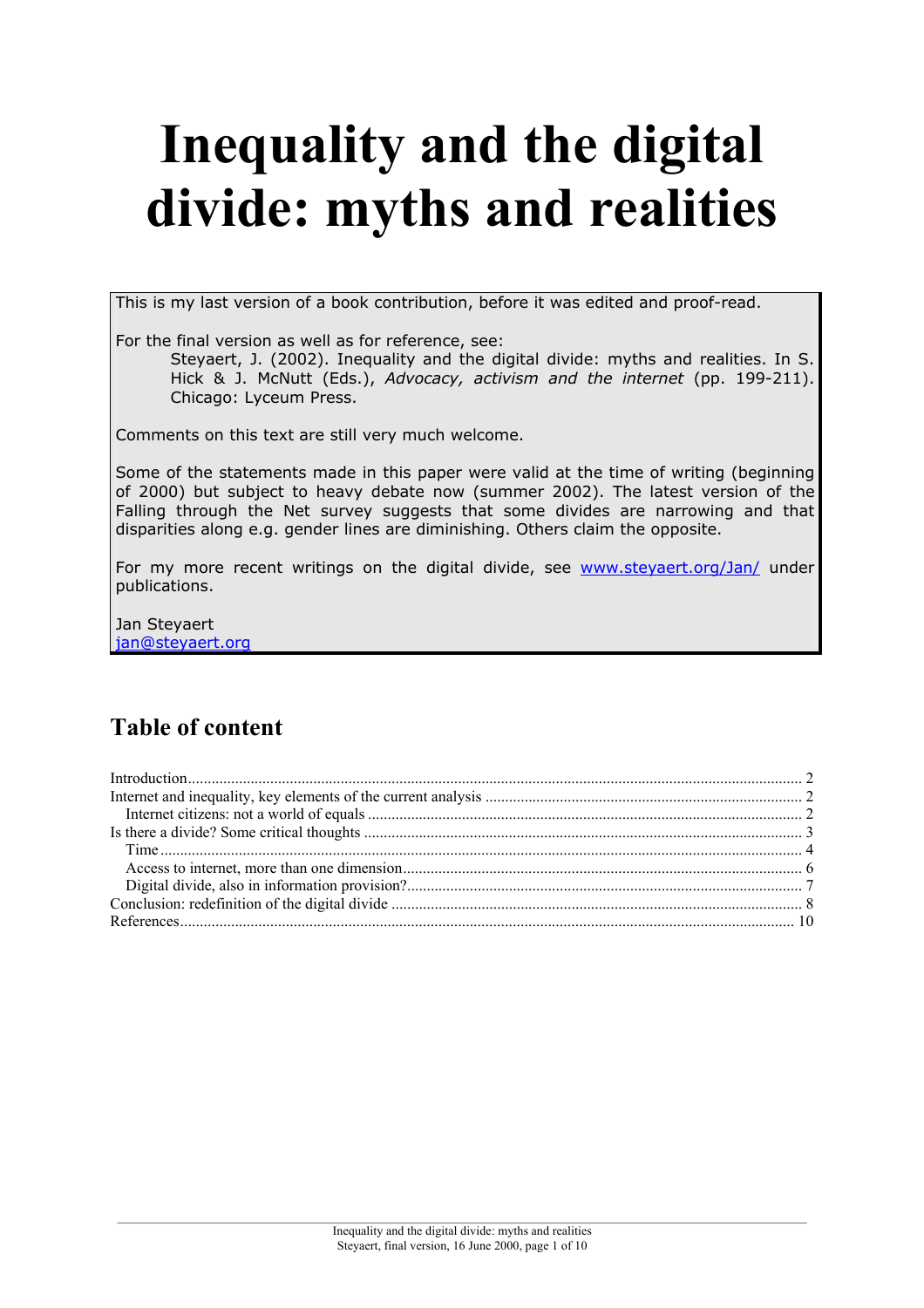# Inequality and the digital divide: myths and realities

This is my last version of a book contribution, before it was edited and proof-read.

For the final version as well as for reference, see:

> Steyaert, J. (2002). Inequality and the digital divide: myths and realities. In S. Hick & J. McNutt (Eds.), *Advocacy, activism and the internet* (pp. 199-211). Chicago: Lyceum Press.

Comments on this text are still very much welcome.

Some of the statements made in this paper were valid at the time of writing (beginning of 2000) but subject to heavy debate now (summer 2002). The latest version of the Falling through the Net survey suggests that some divides are narrowing and that disparities along e.g. gender lines are diminishing. Others claim the opposite.

For my more recent writings on the digital divide, see www.steyaert.org/Jan/ under publications.

Jan Steyaert
jan@steyaert.org

## Table of content

- Introduction ... 2
- Internet and inequality, key elements of the current analysis ... 2
  - Internet citizens: not a world of equals ... 2
- Is there a divide? Some critical thoughts ... 3
  - Time ... 4
  - Access to internet, more than one dimension ... 6
  - Digital divide, also in information provision? ... 7
- Conclusion: redefinition of the digital divide ... 8
- References ... 10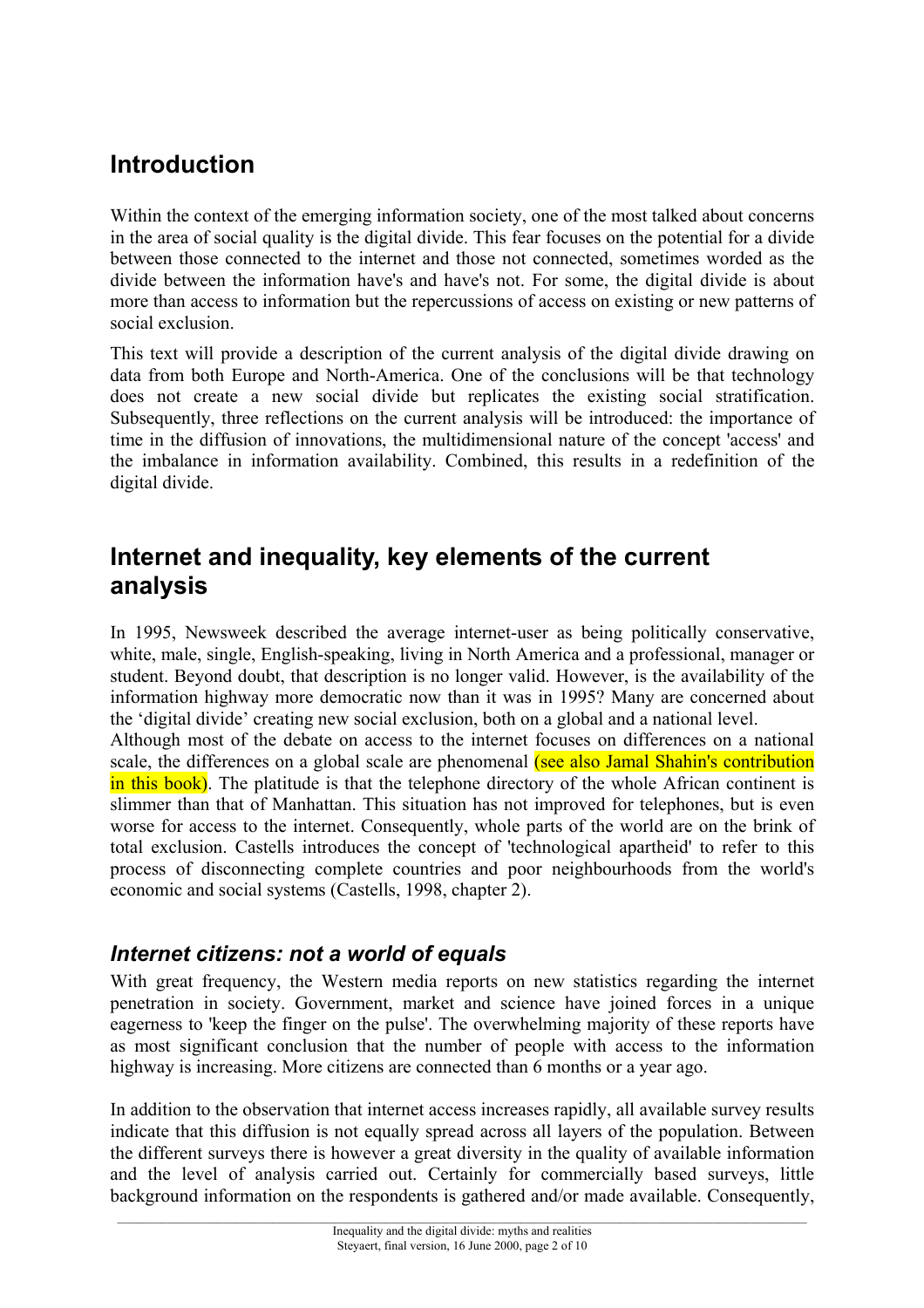## Introduction

Within the context of the emerging information society, one of the most talked about concerns in the area of social quality is the digital divide. This fear focuses on the potential for a divide between those connected to the internet and those not connected, sometimes worded as the divide between the information have's and have's not. For some, the digital divide is about more than access to information but the repercussions of access on existing or new patterns of social exclusion.

This text will provide a description of the current analysis of the digital divide drawing on data from both Europe and North-America. One of the conclusions will be that technology does not create a new social divide but replicates the existing social stratification. Subsequently, three reflections on the current analysis will be introduced: the importance of time in the diffusion of innovations, the multidimensional nature of the concept 'access' and the imbalance in information availability. Combined, this results in a redefinition of the digital divide.

## Internet and inequality, key elements of the current analysis

In 1995, Newsweek described the average internet-user as being politically conservative, white, male, single, English-speaking, living in North America and a professional, manager or student. Beyond doubt, that description is no longer valid. However, is the availability of the information highway more democratic now than it was in 1995? Many are concerned about the 'digital divide' creating new social exclusion, both on a global and a national level.

Although most of the debate on access to the internet focuses on differences on a national scale, the differences on a global scale are phenomenal (see also Jamal Shahin's contribution in this book). The platitude is that the telephone directory of the whole African continent is slimmer than that of Manhattan. This situation has not improved for telephones, but is even worse for access to the internet. Consequently, whole parts of the world are on the brink of total exclusion. Castells introduces the concept of 'technological apartheid' to refer to this process of disconnecting complete countries and poor neighbourhoods from the world's economic and social systems (Castells, 1998, chapter 2).

### *Internet citizens: not a world of equals*

With great frequency, the Western media reports on new statistics regarding the internet penetration in society. Government, market and science have joined forces in a unique eagerness to 'keep the finger on the pulse'. The overwhelming majority of these reports have as most significant conclusion that the number of people with access to the information highway is increasing. More citizens are connected than 6 months or a year ago.

In addition to the observation that internet access increases rapidly, all available survey results indicate that this diffusion is not equally spread across all layers of the population. Between the different surveys there is however a great diversity in the quality of available information and the level of analysis carried out. Certainly for commercially based surveys, little background information on the respondents is gathered and/or made available. Consequently,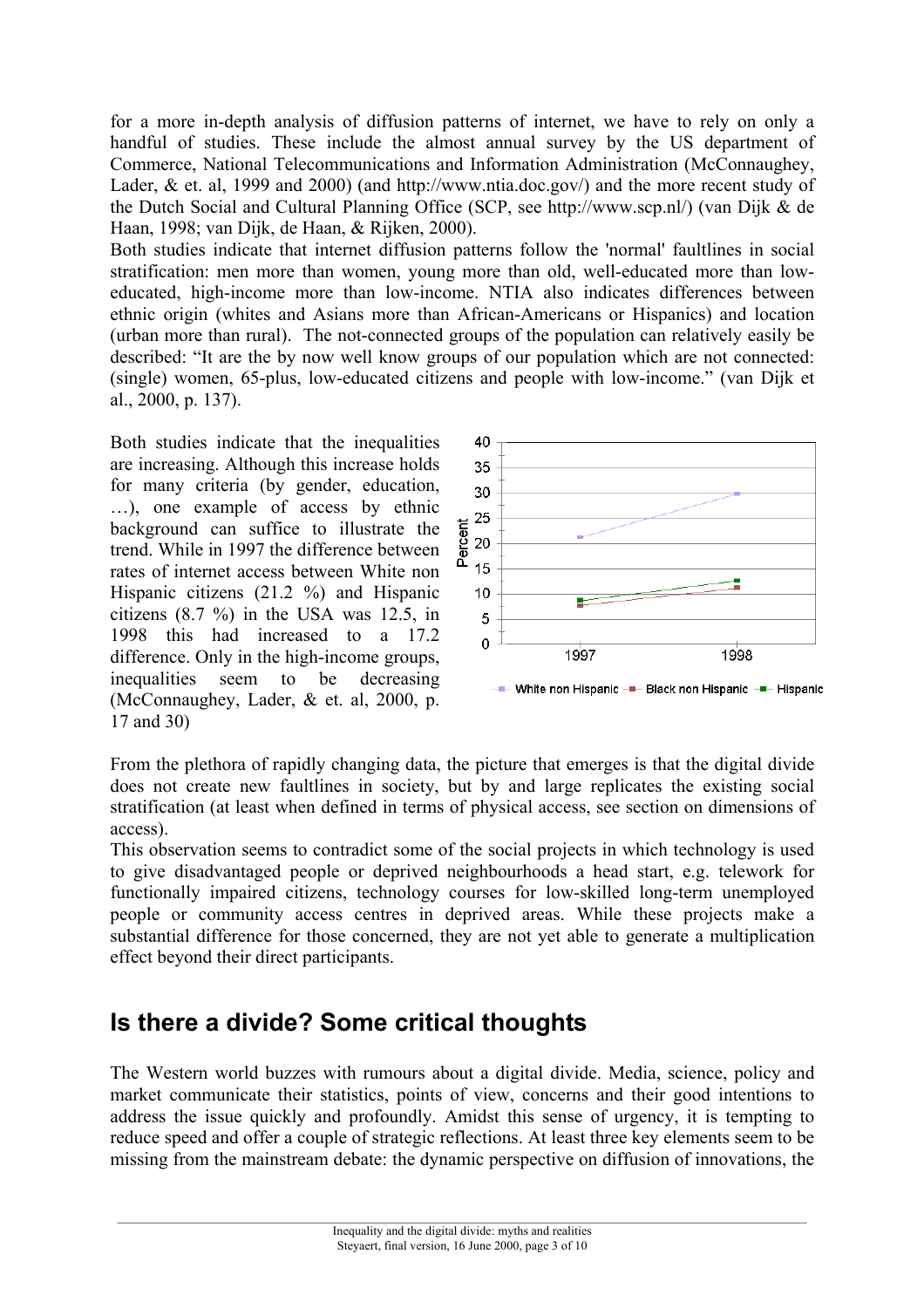for a more in-depth analysis of diffusion patterns of internet, we have to rely on only a handful of studies. These include the almost annual survey by the US department of Commerce, National Telecommunications and Information Administration (McConnaughey, Lader, & et. al, 1999 and 2000) (and http://www.ntia.doc.gov/) and the more recent study of the Dutch Social and Cultural Planning Office (SCP, see http://www.scp.nl/) (van Dijk & de Haan, 1998; van Dijk, de Haan, & Rijken, 2000).

Both studies indicate that internet diffusion patterns follow the 'normal' faultlines in social stratification: men more than women, young more than old, well-educated more than low-educated, high-income more than low-income. NTIA also indicates differences between ethnic origin (whites and Asians more than African-Americans or Hispanics) and location (urban more than rural). The not-connected groups of the population can relatively easily be described: "It are the by now well know groups of our population which are not connected: (single) women, 65-plus, low-educated citizens and people with low-income." (van Dijk et al., 2000, p. 137).

Both studies indicate that the inequalities are increasing. Although this increase holds for many criteria (by gender, education, …), one example of access by ethnic background can suffice to illustrate the trend. While in 1997 the difference between rates of internet access between White non Hispanic citizens (21.2 %) and Hispanic citizens (8.7 %) in the USA was 12.5, in 1998 this had increased to a 17.2 difference. Only in the high-income groups, inequalities seem to be decreasing (McConnaughey, Lader, & et. al, 2000, p. 17 and 30)

From the plethora of rapidly changing data, the picture that emerges is that the digital divide does not create new faultlines in society, but by and large replicates the existing social stratification (at least when defined in terms of physical access, see section on dimensions of access).

This observation seems to contradict some of the social projects in which technology is used to give disadvantaged people or deprived neighbourhoods a head start, e.g. telework for functionally impaired citizens, technology courses for low-skilled long-term unemployed people or community access centres in deprived areas. While these projects make a substantial difference for those concerned, they are not yet able to generate a multiplication effect beyond their direct participants.

## Is there a divide? Some critical thoughts

The Western world buzzes with rumours about a digital divide. Media, science, policy and market communicate their statistics, points of view, concerns and their good intentions to address the issue quickly and profoundly. Amidst this sense of urgency, it is tempting to reduce speed and offer a couple of strategic reflections. At least three key elements seem to be missing from the mainstream debate: the dynamic perspective on diffusion of innovations, the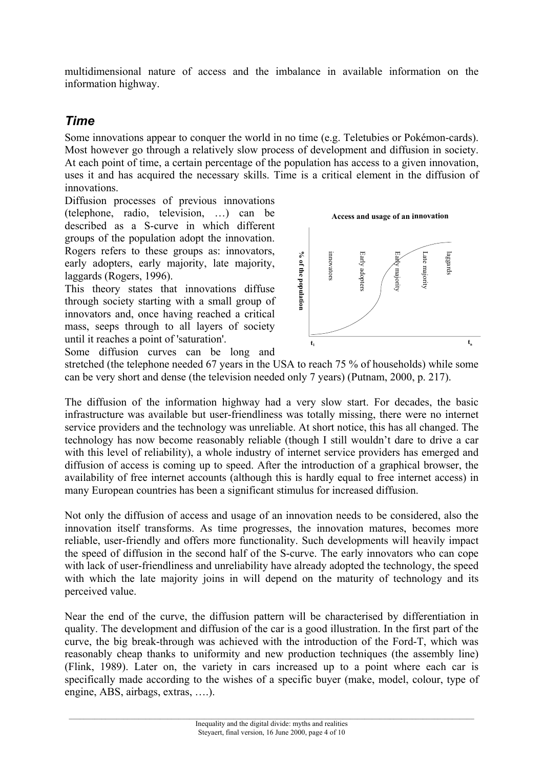multidimensional nature of access and the imbalance in available information on the information highway.

## *Time*

Some innovations appear to conquer the world in no time (e.g. Teletubies or Pokémon-cards). Most however go through a relatively slow process of development and diffusion in society. At each point of time, a certain percentage of the population has access to a given innovation, uses it and has acquired the necessary skills. Time is a critical element in the diffusion of innovations.

Diffusion processes of previous innovations (telephone, radio, television, …) can be described as a S-curve in which different groups of the population adopt the innovation. Rogers refers to these groups as: innovators, early adopters, early majority, late majority, laggards (Rogers, 1996).

This theory states that innovations diffuse through society starting with a small group of innovators and, once having reached a critical mass, seeps through to all layers of society until it reaches a point of 'saturation'.

Some diffusion curves can be long and stretched (the telephone needed 67 years in the USA to reach 75 % of households) while some can be very short and dense (the television needed only 7 years) (Putnam, 2000, p. 217).

The diffusion of the information highway had a very slow start. For decades, the basic infrastructure was available but user-friendliness was totally missing, there were no internet service providers and the technology was unreliable. At short notice, this has all changed. The technology has now become reasonably reliable (though I still wouldn't dare to drive a car with this level of reliability), a whole industry of internet service providers has emerged and diffusion of access is coming up to speed. After the introduction of a graphical browser, the availability of free internet accounts (although this is hardly equal to free internet access) in many European countries has been a significant stimulus for increased diffusion.

Not only the diffusion of access and usage of an innovation needs to be considered, also the innovation itself transforms. As time progresses, the innovation matures, becomes more reliable, user-friendly and offers more functionality. Such developments will heavily impact the speed of diffusion in the second half of the S-curve. The early innovators who can cope with lack of user-friendliness and unreliability have already adopted the technology, the speed with which the late majority joins in will depend on the maturity of technology and its perceived value.

Near the end of the curve, the diffusion pattern will be characterised by differentiation in quality. The development and diffusion of the car is a good illustration. In the first part of the curve, the big break-through was achieved with the introduction of the Ford-T, which was reasonably cheap thanks to uniformity and new production techniques (the assembly line) (Flink, 1989). Later on, the variety in cars increased up to a point where each car is specifically made according to the wishes of a specific buyer (make, model, colour, type of engine, ABS, airbags, extras, ….).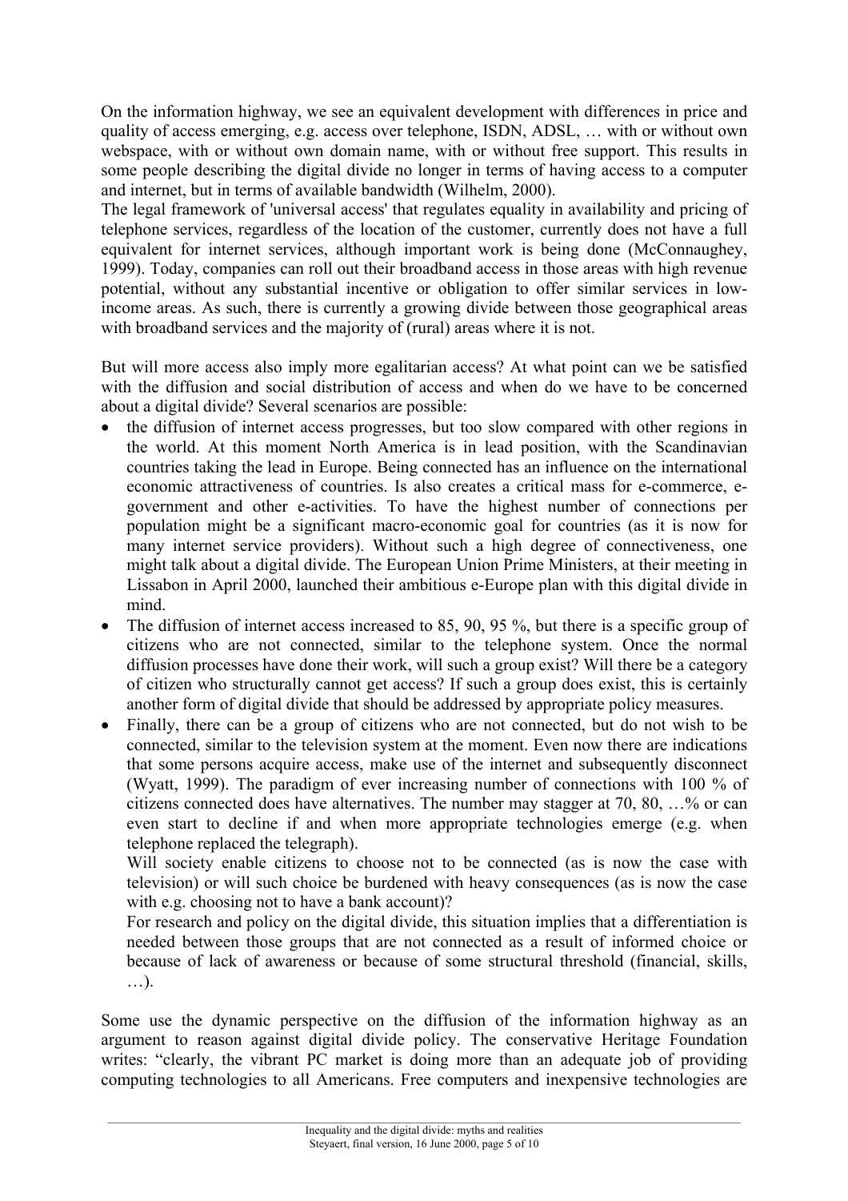On the information highway, we see an equivalent development with differences in price and quality of access emerging, e.g. access over telephone, ISDN, ADSL, … with or without own webspace, with or without own domain name, with or without free support. This results in some people describing the digital divide no longer in terms of having access to a computer and internet, but in terms of available bandwidth (Wilhelm, 2000).

The legal framework of 'universal access' that regulates equality in availability and pricing of telephone services, regardless of the location of the customer, currently does not have a full equivalent for internet services, although important work is being done (McConnaughey, 1999). Today, companies can roll out their broadband access in those areas with high revenue potential, without any substantial incentive or obligation to offer similar services in low-income areas. As such, there is currently a growing divide between those geographical areas with broadband services and the majority of (rural) areas where it is not.

But will more access also imply more egalitarian access? At what point can we be satisfied with the diffusion and social distribution of access and when do we have to be concerned about a digital divide? Several scenarios are possible:

- the diffusion of internet access progresses, but too slow compared with other regions in the world. At this moment North America is in lead position, with the Scandinavian countries taking the lead in Europe. Being connected has an influence on the international economic attractiveness of countries. Is also creates a critical mass for e-commerce, e-government and other e-activities. To have the highest number of connections per population might be a significant macro-economic goal for countries (as it is now for many internet service providers). Without such a high degree of connectiveness, one might talk about a digital divide. The European Union Prime Ministers, at their meeting in Lissabon in April 2000, launched their ambitious e-Europe plan with this digital divide in mind.
- The diffusion of internet access increased to 85, 90, 95 %, but there is a specific group of citizens who are not connected, similar to the telephone system. Once the normal diffusion processes have done their work, will such a group exist? Will there be a category of citizen who structurally cannot get access? If such a group does exist, this is certainly another form of digital divide that should be addressed by appropriate policy measures.
- Finally, there can be a group of citizens who are not connected, but do not wish to be connected, similar to the television system at the moment. Even now there are indications that some persons acquire access, make use of the internet and subsequently disconnect (Wyatt, 1999). The paradigm of ever increasing number of connections with 100 % of citizens connected does have alternatives. The number may stagger at 70, 80, …% or can even start to decline if and when more appropriate technologies emerge (e.g. when telephone replaced the telegraph).

  Will society enable citizens to choose not to be connected (as is now the case with television) or will such choice be burdened with heavy consequences (as is now the case with e.g. choosing not to have a bank account)?

  For research and policy on the digital divide, this situation implies that a differentiation is needed between those groups that are not connected as a result of informed choice or because of lack of awareness or because of some structural threshold (financial, skills, …).

Some use the dynamic perspective on the diffusion of the information highway as an argument to reason against digital divide policy. The conservative Heritage Foundation writes: "clearly, the vibrant PC market is doing more than an adequate job of providing computing technologies to all Americans. Free computers and inexpensive technologies are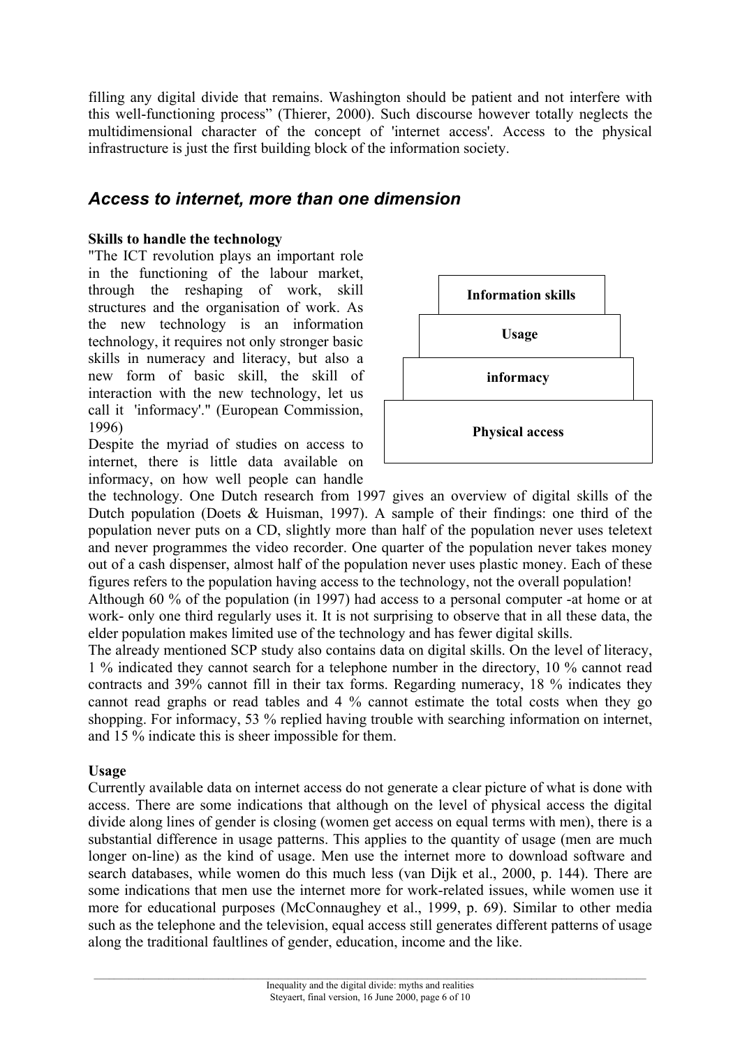filling any digital divide that remains. Washington should be patient and not interfere with this well-functioning process" (Thierer, 2000). Such discourse however totally neglects the multidimensional character of the concept of 'internet access'. Access to the physical infrastructure is just the first building block of the information society.

## *Access to internet, more than one dimension*

**Skills to handle the technology**

"The ICT revolution plays an important role in the functioning of the labour market, through the reshaping of work, skill structures and the organisation of work. As the new technology is an information technology, it requires not only stronger basic skills in numeracy and literacy, but also a new form of basic skill, the skill of interaction with the new technology, let us call it 'informacy'." (European Commission, 1996)

**Information skills**

**Usage**

**informacy**

**Physical access**

Despite the myriad of studies on access to internet, there is little data available on informacy, on how well people can handle the technology. One Dutch research from 1997 gives an overview of digital skills of the Dutch population (Doets & Huisman, 1997). A sample of their findings: one third of the population never puts on a CD, slightly more than half of the population never uses teletext and never programmes the video recorder. One quarter of the population never takes money out of a cash dispenser, almost half of the population never uses plastic money. Each of these figures refers to the population having access to the technology, not the overall population!

Although 60 % of the population (in 1997) had access to a personal computer -at home or at work- only one third regularly uses it. It is not surprising to observe that in all these data, the elder population makes limited use of the technology and has fewer digital skills.

The already mentioned SCP study also contains data on digital skills. On the level of literacy, 1 % indicated they cannot search for a telephone number in the directory, 10 % cannot read contracts and 39% cannot fill in their tax forms. Regarding numeracy, 18 % indicates they cannot read graphs or read tables and 4 % cannot estimate the total costs when they go shopping. For informacy, 53 % replied having trouble with searching information on internet, and 15 % indicate this is sheer impossible for them.

**Usage**

Currently available data on internet access do not generate a clear picture of what is done with access. There are some indications that although on the level of physical access the digital divide along lines of gender is closing (women get access on equal terms with men), there is a substantial difference in usage patterns. This applies to the quantity of usage (men are much longer on-line) as the kind of usage. Men use the internet more to download software and search databases, while women do this much less (van Dijk et al., 2000, p. 144). There are some indications that men use the internet more for work-related issues, while women use it more for educational purposes (McConnaughey et al., 1999, p. 69). Similar to other media such as the telephone and the television, equal access still generates different patterns of usage along the traditional faultlines of gender, education, income and the like.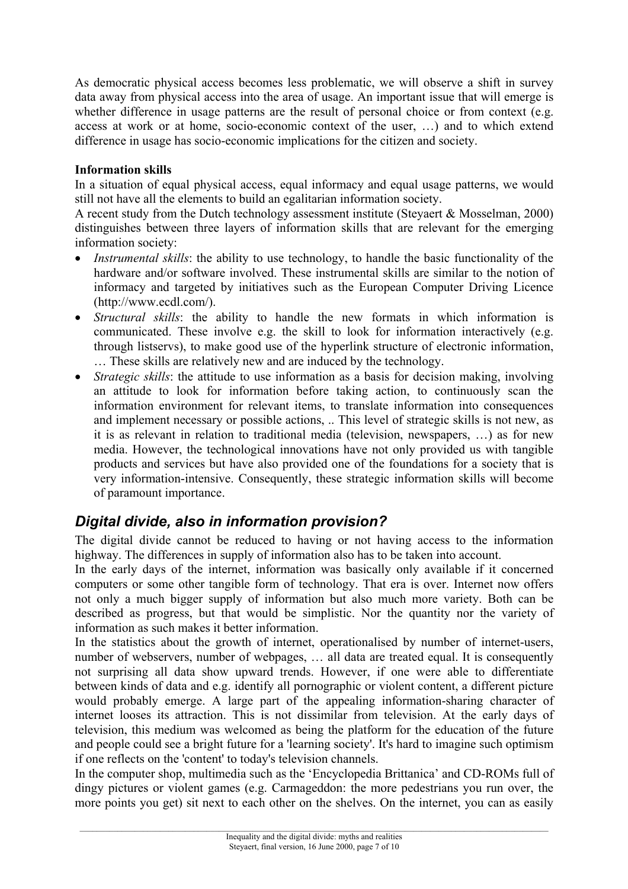As democratic physical access becomes less problematic, we will observe a shift in survey data away from physical access into the area of usage. An important issue that will emerge is whether difference in usage patterns are the result of personal choice or from context (e.g. access at work or at home, socio-economic context of the user, …) and to which extend difference in usage has socio-economic implications for the citizen and society.

**Information skills**

In a situation of equal physical access, equal informacy and equal usage patterns, we would still not have all the elements to build an egalitarian information society.

A recent study from the Dutch technology assessment institute (Steyaert & Mosselman, 2000) distinguishes between three layers of information skills that are relevant for the emerging information society:

- *Instrumental skills*: the ability to use technology, to handle the basic functionality of the hardware and/or software involved. These instrumental skills are similar to the notion of informacy and targeted by initiatives such as the European Computer Driving Licence (http://www.ecdl.com/).
- *Structural skills*: the ability to handle the new formats in which information is communicated. These involve e.g. the skill to look for information interactively (e.g. through listservs), to make good use of the hyperlink structure of electronic information, … These skills are relatively new and are induced by the technology.
- *Strategic skills*: the attitude to use information as a basis for decision making, involving an attitude to look for information before taking action, to continuously scan the information environment for relevant items, to translate information into consequences and implement necessary or possible actions, .. This level of strategic skills is not new, as it is as relevant in relation to traditional media (television, newspapers, …) as for new media. However, the technological innovations have not only provided us with tangible products and services but have also provided one of the foundations for a society that is very information-intensive. Consequently, these strategic information skills will become of paramount importance.

## *Digital divide, also in information provision?*

The digital divide cannot be reduced to having or not having access to the information highway. The differences in supply of information also has to be taken into account.

In the early days of the internet, information was basically only available if it concerned computers or some other tangible form of technology. That era is over. Internet now offers not only a much bigger supply of information but also much more variety. Both can be described as progress, but that would be simplistic. Nor the quantity nor the variety of information as such makes it better information.

In the statistics about the growth of internet, operationalised by number of internet-users, number of webservers, number of webpages, … all data are treated equal. It is consequently not surprising all data show upward trends. However, if one were able to differentiate between kinds of data and e.g. identify all pornographic or violent content, a different picture would probably emerge. A large part of the appealing information-sharing character of internet looses its attraction. This is not dissimilar from television. At the early days of television, this medium was welcomed as being the platform for the education of the future and people could see a bright future for a 'learning society'. It's hard to imagine such optimism if one reflects on the 'content' to today's television channels.

In the computer shop, multimedia such as the 'Encyclopedia Brittanica' and CD-ROMs full of dingy pictures or violent games (e.g. Carmageddon: the more pedestrians you run over, the more points you get) sit next to each other on the shelves. On the internet, you can as easily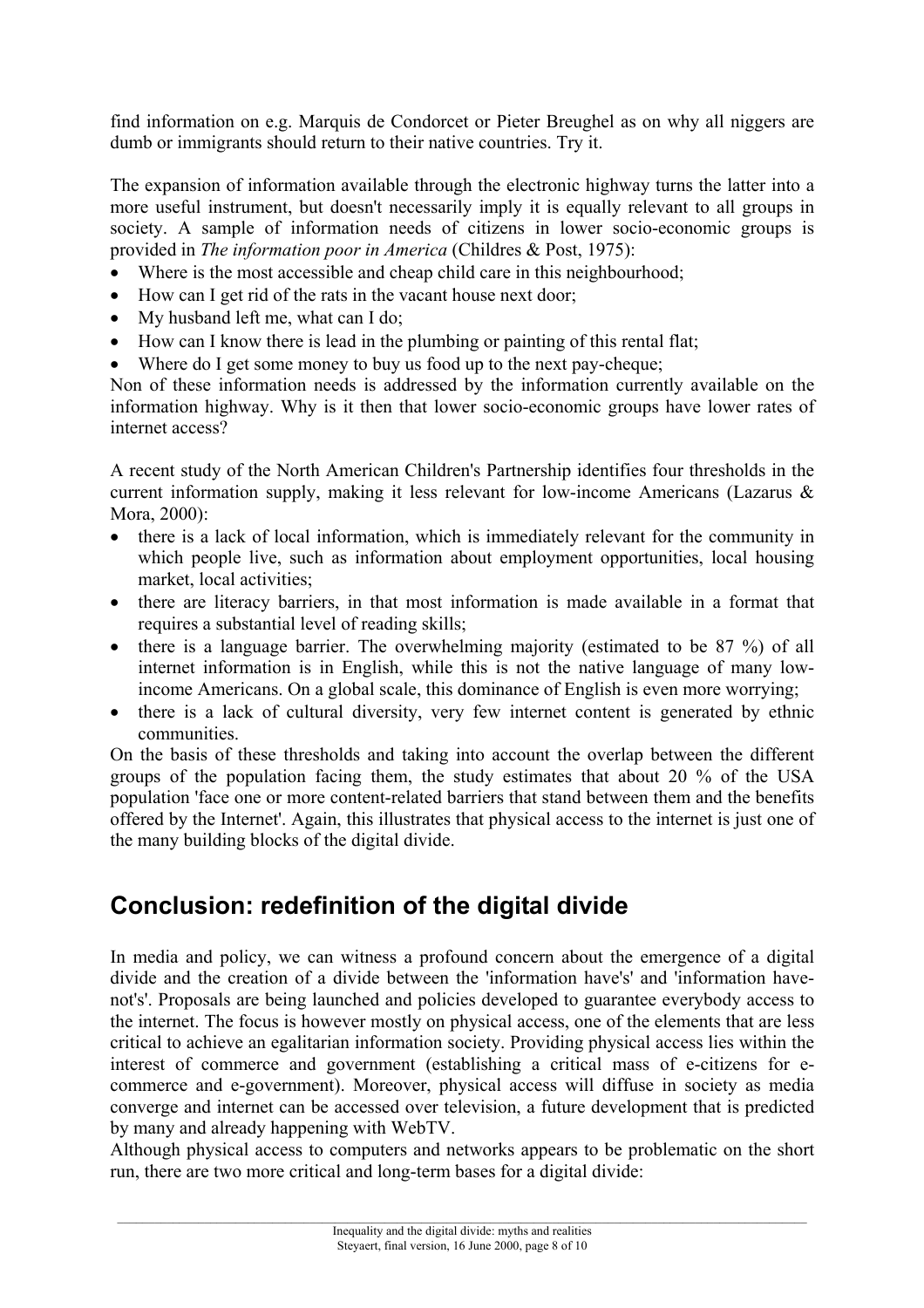find information on e.g. Marquis de Condorcet or Pieter Breughel as on why all niggers are dumb or immigrants should return to their native countries. Try it.

The expansion of information available through the electronic highway turns the latter into a more useful instrument, but doesn't necessarily imply it is equally relevant to all groups in society. A sample of information needs of citizens in lower socio-economic groups is provided in *The information poor in America* (Childres & Post, 1975):

- Where is the most accessible and cheap child care in this neighbourhood;
- How can I get rid of the rats in the vacant house next door;
- My husband left me, what can I do;
- How can I know there is lead in the plumbing or painting of this rental flat;
- Where do I get some money to buy us food up to the next pay-cheque;

Non of these information needs is addressed by the information currently available on the information highway. Why is it then that lower socio-economic groups have lower rates of internet access?

A recent study of the North American Children's Partnership identifies four thresholds in the current information supply, making it less relevant for low-income Americans (Lazarus & Mora, 2000):

- there is a lack of local information, which is immediately relevant for the community in which people live, such as information about employment opportunities, local housing market, local activities;
- there are literacy barriers, in that most information is made available in a format that requires a substantial level of reading skills;
- there is a language barrier. The overwhelming majority (estimated to be 87 %) of all internet information is in English, while this is not the native language of many low-income Americans. On a global scale, this dominance of English is even more worrying;
- there is a lack of cultural diversity, very few internet content is generated by ethnic communities.

On the basis of these thresholds and taking into account the overlap between the different groups of the population facing them, the study estimates that about 20 % of the USA population 'face one or more content-related barriers that stand between them and the benefits offered by the Internet'. Again, this illustrates that physical access to the internet is just one of the many building blocks of the digital divide.

## Conclusion: redefinition of the digital divide

In media and policy, we can witness a profound concern about the emergence of a digital divide and the creation of a divide between the 'information have's' and 'information have-not's'. Proposals are being launched and policies developed to guarantee everybody access to the internet. The focus is however mostly on physical access, one of the elements that are less critical to achieve an egalitarian information society. Providing physical access lies within the interest of commerce and government (establishing a critical mass of e-citizens for e-commerce and e-government). Moreover, physical access will diffuse in society as media converge and internet can be accessed over television, a future development that is predicted by many and already happening with WebTV.

Although physical access to computers and networks appears to be problematic on the short run, there are two more critical and long-term bases for a digital divide: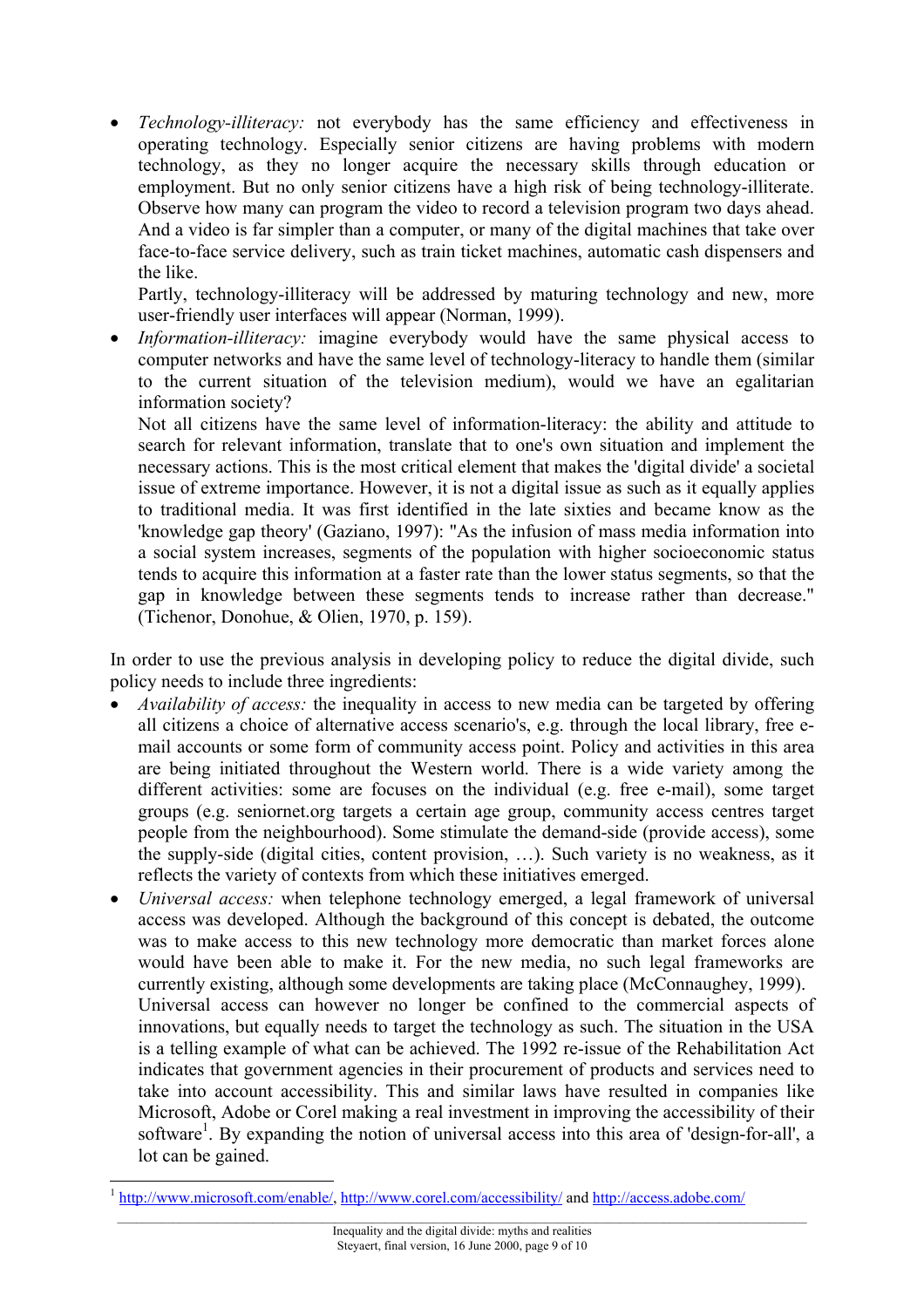- *Technology-illiteracy:* not everybody has the same efficiency and effectiveness in operating technology. Especially senior citizens are having problems with modern technology, as they no longer acquire the necessary skills through education or employment. But no only senior citizens have a high risk of being technology-illiterate. Observe how many can program the video to record a television program two days ahead. And a video is far simpler than a computer, or many of the digital machines that take over face-to-face service delivery, such as train ticket machines, automatic cash dispensers and the like.

  Partly, technology-illiteracy will be addressed by maturing technology and new, more user-friendly user interfaces will appear (Norman, 1999).
- *Information-illiteracy:* imagine everybody would have the same physical access to computer networks and have the same level of technology-literacy to handle them (similar to the current situation of the television medium), would we have an egalitarian information society?

  Not all citizens have the same level of information-literacy: the ability and attitude to search for relevant information, translate that to one's own situation and implement the necessary actions. This is the most critical element that makes the 'digital divide' a societal issue of extreme importance. However, it is not a digital issue as such as it equally applies to traditional media. It was first identified in the late sixties and became know as the 'knowledge gap theory' (Gaziano, 1997): "As the infusion of mass media information into a social system increases, segments of the population with higher socioeconomic status tends to acquire this information at a faster rate than the lower status segments, so that the gap in knowledge between these segments tends to increase rather than decrease." (Tichenor, Donohue, & Olien, 1970, p. 159).

In order to use the previous analysis in developing policy to reduce the digital divide, such policy needs to include three ingredients:

- *Availability of access:* the inequality in access to new media can be targeted by offering all citizens a choice of alternative access scenario's, e.g. through the local library, free e-mail accounts or some form of community access point. Policy and activities in this area are being initiated throughout the Western world. There is a wide variety among the different activities: some are focuses on the individual (e.g. free e-mail), some target groups (e.g. seniornet.org targets a certain age group, community access centres target people from the neighbourhood). Some stimulate the demand-side (provide access), some the supply-side (digital cities, content provision, …). Such variety is no weakness, as it reflects the variety of contexts from which these initiatives emerged.
- *Universal access:* when telephone technology emerged, a legal framework of universal access was developed. Although the background of this concept is debated, the outcome was to make access to this new technology more democratic than market forces alone would have been able to make it. For the new media, no such legal frameworks are currently existing, although some developments are taking place (McConnaughey, 1999).

  Universal access can however no longer be confined to the commercial aspects of innovations, but equally needs to target the technology as such. The situation in the USA is a telling example of what can be achieved. The 1992 re-issue of the Rehabilitation Act indicates that government agencies in their procurement of products and services need to take into account accessibility. This and similar laws have resulted in companies like Microsoft, Adobe or Corel making a real investment in improving the accessibility of their software[1]. By expanding the notion of universal access into this area of 'design-for-all', a lot can be gained.

---

[1] http://www.microsoft.com/enable/, http://www.corel.com/accessibility/ and http://access.adobe.com/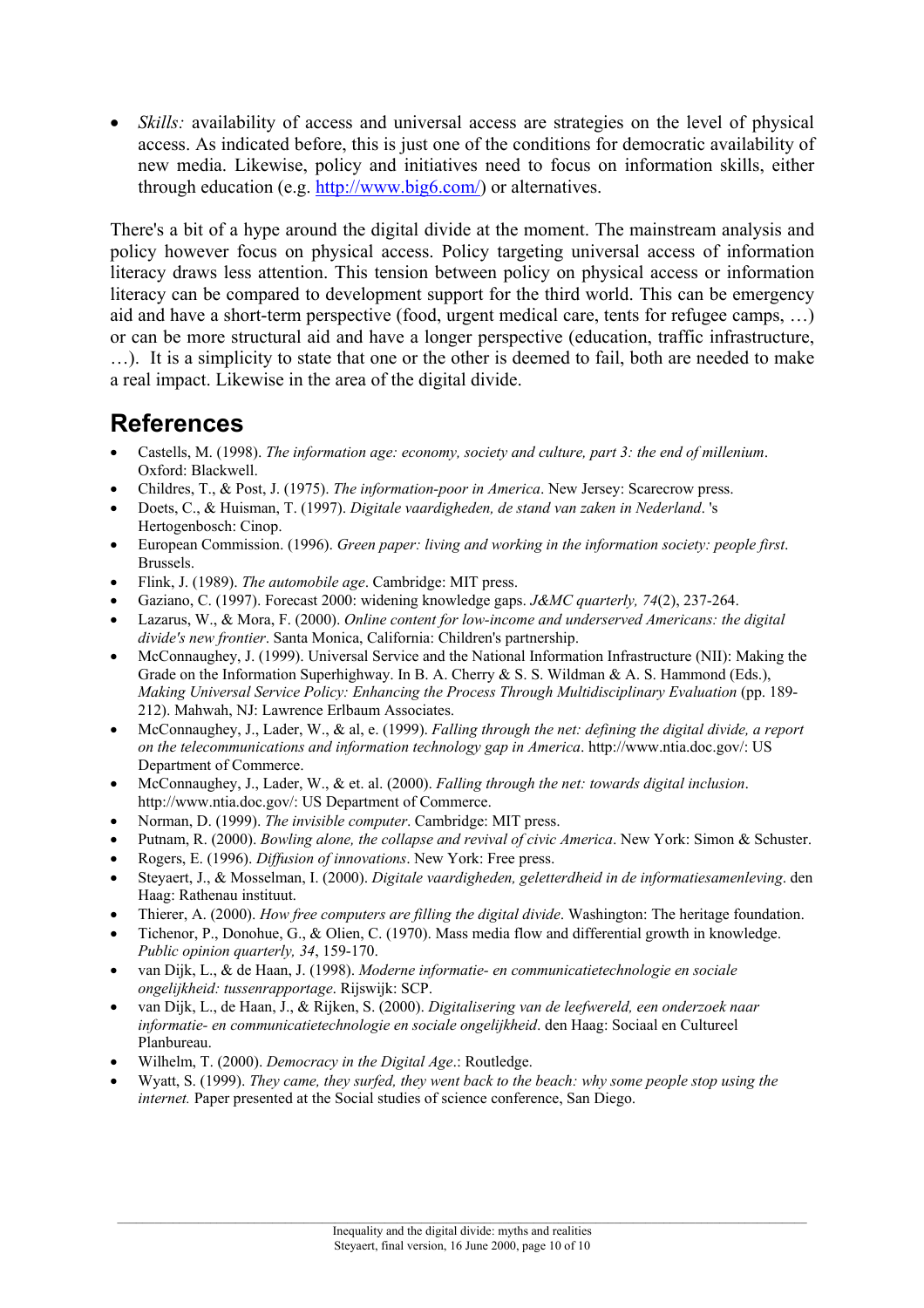- *Skills:* availability of access and universal access are strategies on the level of physical access. As indicated before, this is just one of the conditions for democratic availability of new media. Likewise, policy and initiatives need to focus on information skills, either through education (e.g. [http://www.big6.com/](http://www.big6.com/)) or alternatives.

There's a bit of a hype around the digital divide at the moment. The mainstream analysis and policy however focus on physical access. Policy targeting universal access of information literacy draws less attention. This tension between policy on physical access or information literacy can be compared to development support for the third world. This can be emergency aid and have a short-term perspective (food, urgent medical care, tents for refugee camps, …) or can be more structural aid and have a longer perspective (education, traffic infrastructure, …). It is a simplicity to state that one or the other is deemed to fail, both are needed to make a real impact. Likewise in the area of the digital divide.

## References

- Castells, M. (1998). *The information age: economy, society and culture, part 3: the end of millenium*. Oxford: Blackwell.
- Childres, T., & Post, J. (1975). *The information-poor in America*. New Jersey: Scarecrow press.
- Doets, C., & Huisman, T. (1997). *Digitale vaardigheden, de stand van zaken in Nederland*. 's Hertogenbosch: Cinop.
- European Commission. (1996). *Green paper: living and working in the information society: people first*. Brussels.
- Flink, J. (1989). *The automobile age*. Cambridge: MIT press.
- Gaziano, C. (1997). Forecast 2000: widening knowledge gaps. *J&MC quarterly, 74*(2), 237-264.
- Lazarus, W., & Mora, F. (2000). *Online content for low-income and underserved Americans: the digital divide's new frontier*. Santa Monica, California: Children's partnership.
- McConnaughey, J. (1999). Universal Service and the National Information Infrastructure (NII): Making the Grade on the Information Superhighway. In B. A. Cherry & S. S. Wildman & A. S. Hammond (Eds.), *Making Universal Service Policy: Enhancing the Process Through Multidisciplinary Evaluation* (pp. 189-212). Mahwah, NJ: Lawrence Erlbaum Associates.
- McConnaughey, J., Lader, W., & al, e. (1999). *Falling through the net: defining the digital divide, a report on the telecommunications and information technology gap in America*. http://www.ntia.doc.gov/: US Department of Commerce.
- McConnaughey, J., Lader, W., & et. al. (2000). *Falling through the net: towards digital inclusion*. http://www.ntia.doc.gov/: US Department of Commerce.
- Norman, D. (1999). *The invisible computer*. Cambridge: MIT press.
- Putnam, R. (2000). *Bowling alone, the collapse and revival of civic America*. New York: Simon & Schuster.
- Rogers, E. (1996). *Diffusion of innovations*. New York: Free press.
- Steyaert, J., & Mosselman, I. (2000). *Digitale vaardigheden, geletterdheid in de informatiesamenleving*. den Haag: Rathenau instituut.
- Thierer, A. (2000). *How free computers are filling the digital divide*. Washington: The heritage foundation.
- Tichenor, P., Donohue, G., & Olien, C. (1970). Mass media flow and differential growth in knowledge. *Public opinion quarterly, 34*, 159-170.
- van Dijk, L., & de Haan, J. (1998). *Moderne informatie- en communicatietechnologie en sociale ongelijkheid: tussenrapportage*. Rijswijk: SCP.
- van Dijk, L., de Haan, J., & Rijken, S. (2000). *Digitalisering van de leefwereld, een onderzoek naar informatie- en communicatietechnologie en sociale ongelijkheid*. den Haag: Sociaal en Cultureel Planbureau.
- Wilhelm, T. (2000). *Democracy in the Digital Age*.: Routledge.
- Wyatt, S. (1999). *They came, they surfed, they went back to the beach: why some people stop using the internet.* Paper presented at the Social studies of science conference, San Diego.